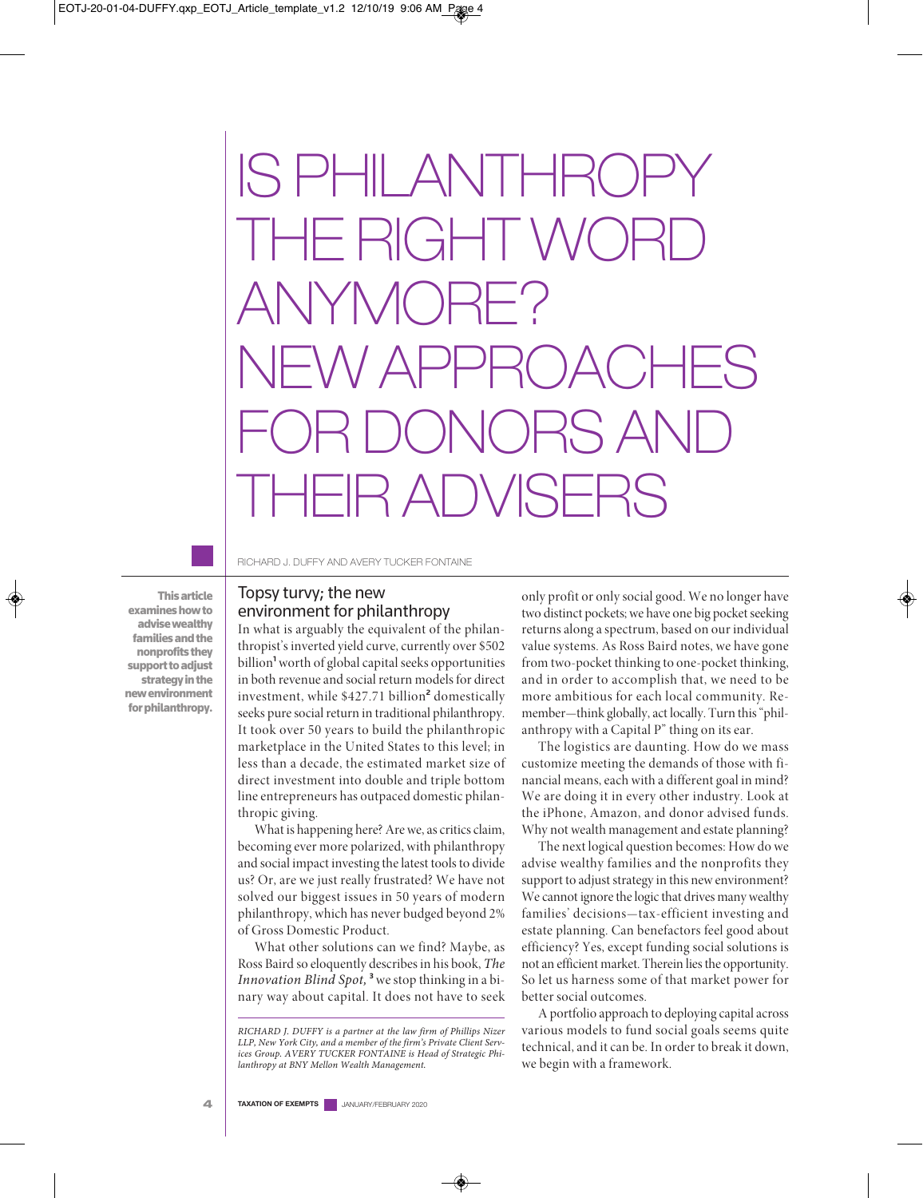# IS PHILANTHROPY THE RIGHT WORD ANYMORE? NEW APPROACHES FOR DONORS AND THEIR ADVISERS

RICHARD J. DUFFY AND AVERY TUCKER FONTAINE

**This article examines how to advise wealthy families and the nonprofits they support to adjust strategy in the new environment for philanthropy.**

## Topsy turvy; the new environment for philanthropy

In what is arguably the equivalent of the philanthropist's inverted yield curve, currently over $502 billion[1] worth of global capital seeks opportunities in both revenue and social return models for direct investment, while $427.71 billion[2] domestically seeks pure social return in traditional philanthropy. It took over 50 years to build the philanthropic marketplace in the United States to this level; in less than a decade, the estimated market size of direct investment into double and triple bottom line entrepreneurs has outpaced domestic philanthropic giving.

What is happening here? Are we, as critics claim, becoming ever more polarized, with philanthropy and social impact investing the latest tools to divide us? Or, are we just really frustrated? We have not solved our biggest issues in 50 years of modern philanthropy, which has never budged beyond 2% of Gross Domestic Product.

What other solutions can we find? Maybe, as Ross Baird so eloquently describes in his book, *The Innovation Blind Spot,*[3] we stop thinking in a binary way about capital. It does not have to seek only profit or only social good. We no longer have two distinct pockets; we have one big pocket seeking returns along a spectrum, based on our individual value systems. As Ross Baird notes, we have gone from two-pocket thinking to one-pocket thinking, and in order to accomplish that, we need to be more ambitious for each local community. Remember—think globally, act locally. Turn this "philanthropy with a Capital P" thing on its ear.

The logistics are daunting. How do we mass customize meeting the demands of those with financial means, each with a different goal in mind? We are doing it in every other industry. Look at the iPhone, Amazon, and donor advised funds. Why not wealth management and estate planning?

The next logical question becomes: How do we advise wealthy families and the nonprofits they support to adjust strategy in this new environment? We cannot ignore the logic that drives many wealthy families' decisions—tax-efficient investing and estate planning. Can benefactors feel good about efficiency? Yes, except funding social solutions is not an efficient market. Therein lies the opportunity. So let us harness some of that market power for better social outcomes.

A portfolio approach to deploying capital across various models to fund social goals seems quite technical, and it can be. In order to break it down, we begin with a framework.

*RICHARD J. DUFFY is a partner at the law firm of Phillips Nizer LLP, New York City, and a member of the firm's Private Client Services Group. AVERY TUCKER FONTAINE is Head of Strategic Philanthropy at BNY Mellon Wealth Management.*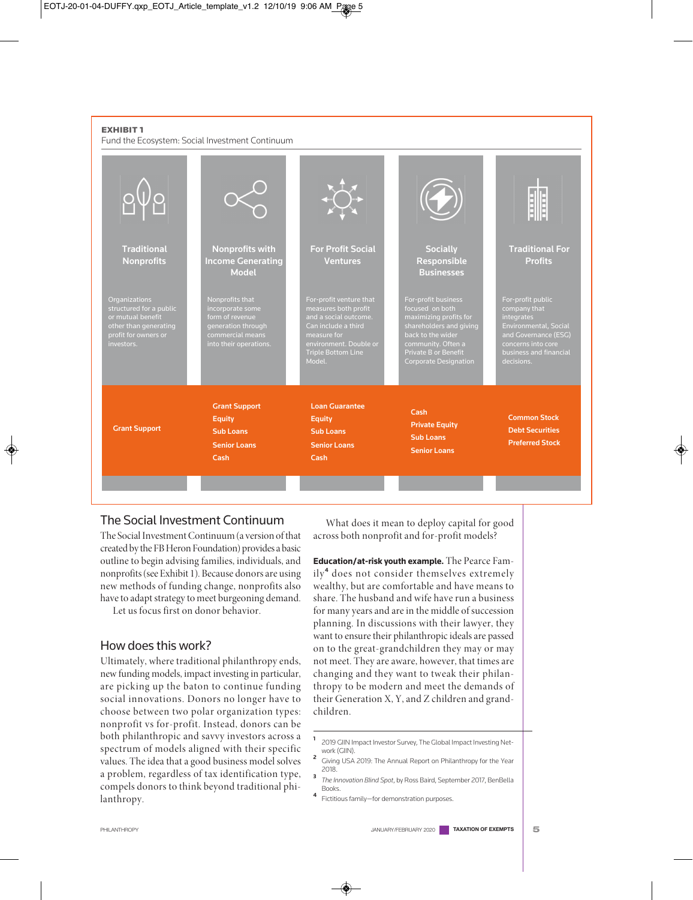**EXHIBIT 1**

Fund the Ecosystem: Social Investment Continuum

| Traditional Nonprofits | Nonprofits with Income Generating Model | For Profit Social Ventures | Socially Responsible Businesses | Traditional For Profits |
|---|---|---|---|---|
| Organizations structured for a public or mutual benefit other than generating profit for owners or investors. | Nonprofits that incorporate some form of revenue generation through commercial means into their operations. | For-profit venture that measures both profit and a social outcome. Can include a third measure for environment. Double or Triple Bottom Line Model. | For-profit business focused on both maximizing profits for shareholders and giving back to the wider community. Often a Private B or Benefit Corporate Designation | For-profit public company that integrates Environmental, Social and Governance (ESG) concerns into core business and financial decisions. |
| Grant Support | Grant Support<br>Equity<br>Sub Loans<br>Senior Loans<br>Cash | Loan Guarantee<br>Equity<br>Sub Loans<br>Senior Loans<br>Cash | Cash<br>Private Equity<br>Sub Loans<br>Senior Loans | Common Stock<br>Debt Securities<br>Preferred Stock |

## The Social Investment Continuum

The Social Investment Continuum (a version of that created by the FB Heron Foundation) provides a basic outline to begin advising families, individuals, and nonprofits (see Exhibit 1). Because donors are using new methods of funding change, nonprofits also have to adapt strategy to meet burgeoning demand.

Let us focus first on donor behavior.

## How does this work?

Ultimately, where traditional philanthropy ends, new funding models, impact investing in particular, are picking up the baton to continue funding social innovations. Donors no longer have to choose between two polar organization types: nonprofit vs for-profit. Instead, donors can be both philanthropic and savvy investors across a spectrum of models aligned with their specific values. The idea that a good business model solves a problem, regardless of tax identification type, compels donors to think beyond traditional philanthropy.

What does it mean to deploy capital for good across both nonprofit and for-profit models?

**Education/at-risk youth example.** The Pearce Family[4] does not consider themselves extremely wealthy, but are comfortable and have means to share. The husband and wife have run a business for many years and are in the middle of succession planning. In discussions with their lawyer, they want to ensure their philanthropic ideals are passed on to the great-grandchildren they may or may not meet. They are aware, however, that times are changing and they want to tweak their philanthropy to be modern and meet the demands of their Generation X, Y, and Z children and grandchildren.

---

1. 2019 GIIN Impact Investor Survey, The Global Impact Investing Network (GIIN).
2. Giving USA 2019: The Annual Report on Philanthropy for the Year 2018.
3. *The Innovation Blind Spot*, by Ross Baird, September 2017, BenBella Books.
4. Fictitious family—for demonstration purposes.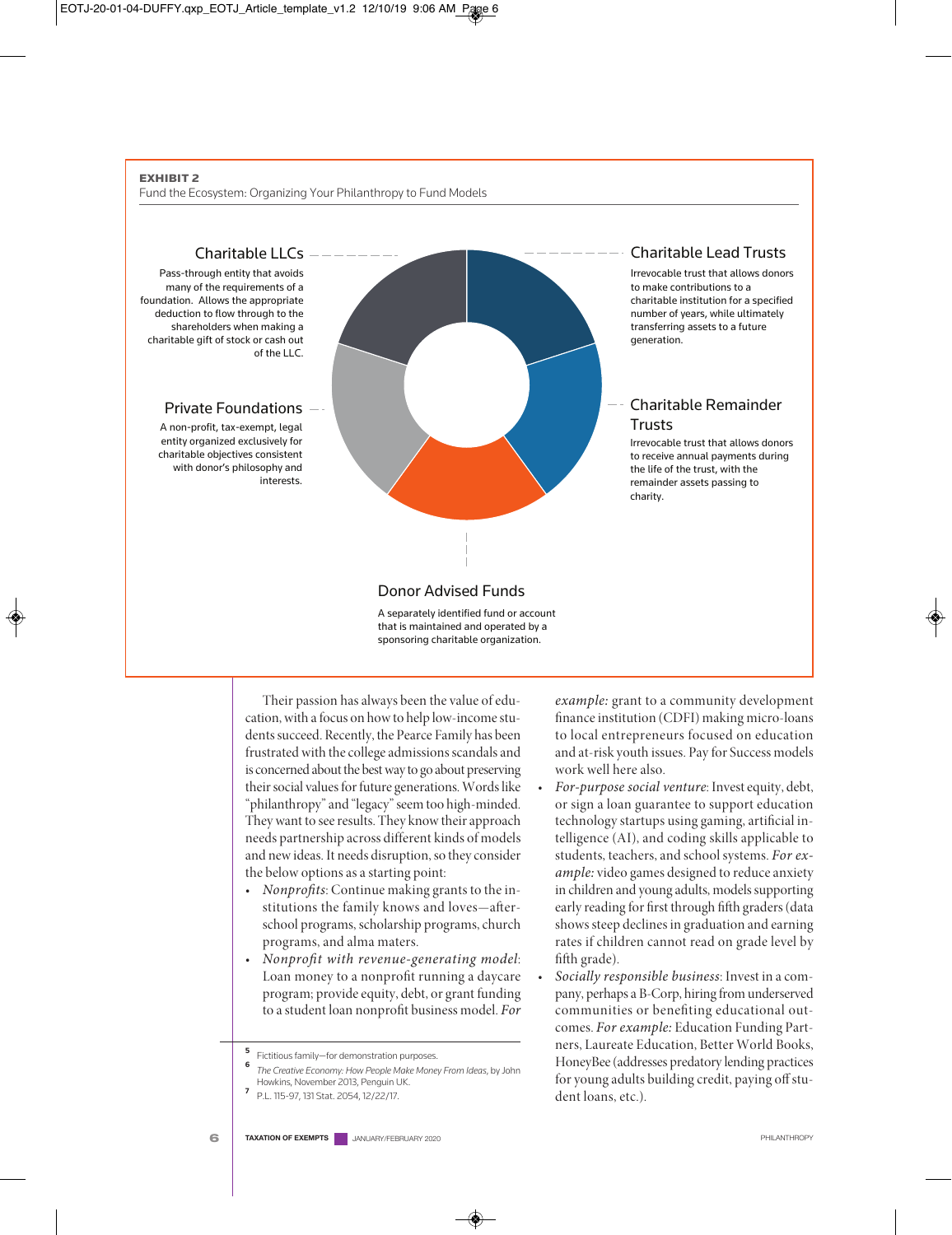**EXHIBIT 2**

Fund the Ecosystem: Organizing Your Philanthropy to Fund Models

**Charitable LLCs**

Pass-through entity that avoids many of the requirements of a foundation. Allows the appropriate deduction to flow through to the shareholders when making a charitable gift of stock or cash out of the LLC.

**Private Foundations**

A non-profit, tax-exempt, legal entity organized exclusively for charitable objectives consistent with donor's philosophy and interests.

**Charitable Lead Trusts**

Irrevocable trust that allows donors to make contributions to a charitable institution for a specified number of years, while ultimately transferring assets to a future generation.

**Charitable Remainder Trusts**

Irrevocable trust that allows donors to receive annual payments during the life of the trust, with the remainder assets passing to charity.

**Donor Advised Funds**

A separately identified fund or account that is maintained and operated by a sponsoring charitable organization.

Their passion has always been the value of education, with a focus on how to help low-income students succeed. Recently, the Pearce Family has been frustrated with the college admissions scandals and is concerned about the best way to go about preserving their social values for future generations. Words like "philanthropy" and "legacy" seem too high-minded. They want to see results. They know their approach needs partnership across different kinds of models and new ideas. It needs disruption, so they consider the below options as a starting point:

- *Nonprofits*: Continue making grants to the institutions the family knows and loves—after-school programs, scholarship programs, church programs, and alma maters.
- *Nonprofit with revenue-generating model*: Loan money to a nonprofit running a daycare program; provide equity, debt, or grant funding to a student loan nonprofit business model. *For example:* grant to a community development finance institution (CDFI) making micro-loans to local entrepreneurs focused on education and at-risk youth issues. Pay for Success models work well here also.
- *For-purpose social venture*: Invest equity, debt, or sign a loan guarantee to support education technology startups using gaming, artificial intelligence (AI), and coding skills applicable to students, teachers, and school systems. *For example:* video games designed to reduce anxiety in children and young adults, models supporting early reading for first through fifth graders (data shows steep declines in graduation and earning rates if children cannot read on grade level by fifth grade).
- *Socially responsible business*: Invest in a company, perhaps a B-Corp, hiring from underserved communities or benefiting educational outcomes. *For example:* Education Funding Partners, Laureate Education, Better World Books, HoneyBee (addresses predatory lending practices for young adults building credit, paying off student loans, etc.).

---

[5] Fictitious family—for demonstration purposes.

[6] *The Creative Economy: How People Make Money From Ideas*, by John Howkins, November 2013, Penguin UK.

[7] P.L. 115-97, 131 Stat. 2054, 12/22/17.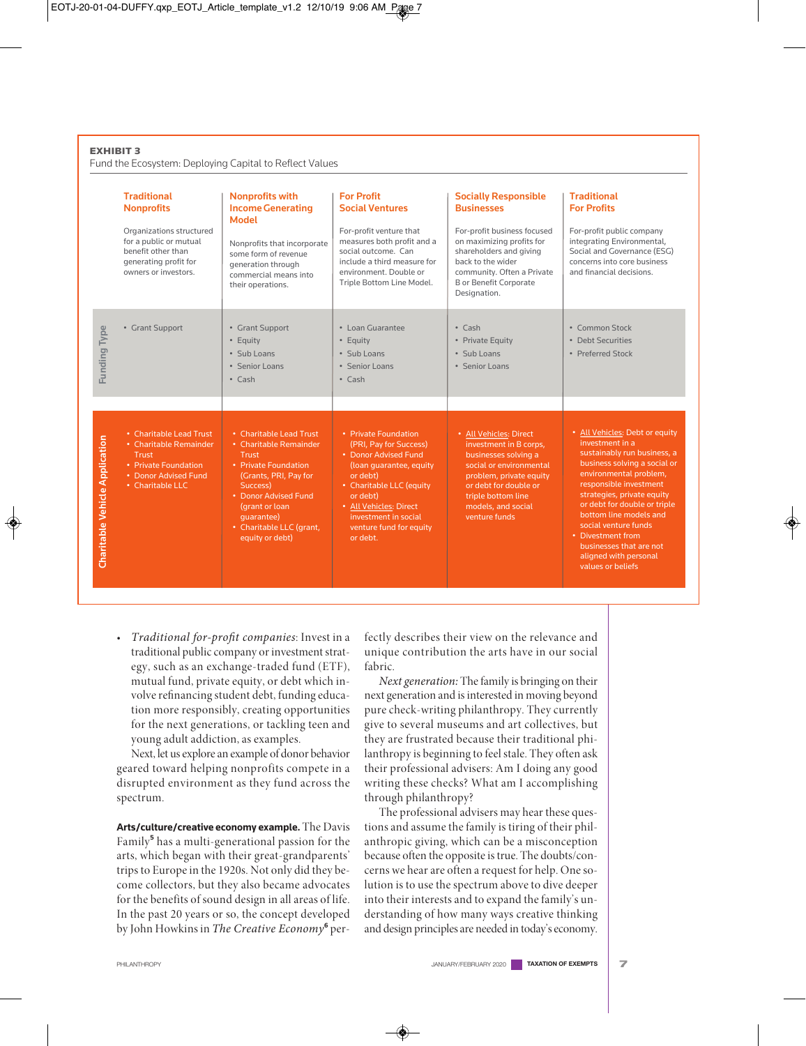**EXHIBIT 3**
Fund the Ecosystem: Deploying Capital to Reflect Values

| | Traditional Nonprofits | Nonprofits with Income Generating Model | For Profit Social Ventures | Socially Responsible Businesses | Traditional For Profits |
|---|---|---|---|---|---|
| | Organizations structured for a public or mutual benefit other than generating profit for owners or investors. | Nonprofits that incorporate some form of revenue generation through commercial means into their operations. | For-profit venture that measures both profit and a social outcome. Can include a third measure for environment. Double or Triple Bottom Line Model. | For-profit business focused on maximizing profits for shareholders and giving back to the wider community. Often a Private B or Benefit Corporate Designation. | For-profit public company integrating Environmental, Social and Governance (ESG) concerns into core business and financial decisions. |
| **Funding Type** | • Grant Support | • Grant Support<br>• Equity<br>• Sub Loans<br>• Senior Loans<br>• Cash | • Loan Guarantee<br>• Equity<br>• Sub Loans<br>• Senior Loans<br>• Cash | • Cash<br>• Private Equity<br>• Sub Loans<br>• Senior Loans | • Common Stock<br>• Debt Securities<br>• Preferred Stock |
| **Charitable Vehicle Application** | • Charitable Lead Trust<br>• Charitable Remainder Trust<br>• Private Foundation<br>• Donor Advised Fund<br>• Charitable LLC | • Charitable Lead Trust<br>• Charitable Remainder Trust<br>• Private Foundation (Grants, PRI, Pay for Success)<br>• Donor Advised Fund (grant or loan guarantee)<br>• Charitable LLC (grant, equity or debt) | • Private Foundation (PRI, Pay for Success)<br>• Donor Advised Fund (loan guarantee, equity or debt)<br>• Charitable LLC (equity or debt)<br>• All Vehicles: Direct investment in social venture fund for equity or debt. | • All Vehicles: Direct investment in B corps, businesses solving a social or environmental problem, private equity or debt for double or triple bottom line models, and social venture funds | • All Vehicles: Debt or equity investment in a sustainably run business, a business solving a social or environmental problem, responsible investment strategies, private equity or debt for double or triple bottom line models and social venture funds<br>• Divestment from businesses that are not aligned with personal values or beliefs |

- *Traditional for-profit companies*: Invest in a traditional public company or investment strategy, such as an exchange-traded fund (ETF), mutual fund, private equity, or debt which involve refinancing student debt, funding education more responsibly, creating opportunities for the next generations, or tackling teen and young adult addiction, as examples.

Next, let us explore an example of donor behavior geared toward helping nonprofits compete in a disrupted environment as they fund across the spectrum.

**Arts/culture/creative economy example.** The Davis Family[5] has a multi-generational passion for the arts, which began with their great-grandparents' trips to Europe in the 1920s. Not only did they become collectors, but they also became advocates for the benefits of sound design in all areas of life. In the past 20 years or so, the concept developed by John Howkins in *The Creative Economy*[6] perfectly describes their view on the relevance and unique contribution the arts have in our social fabric.

*Next generation:* The family is bringing on their next generation and is interested in moving beyond pure check-writing philanthropy. They currently give to several museums and art collectives, but they are frustrated because their traditional philanthropy is beginning to feel stale. They often ask their professional advisers: Am I doing any good writing these checks? What am I accomplishing through philanthropy?

The professional advisers may hear these questions and assume the family is tiring of their philanthropic giving, which can be a misconception because often the opposite is true. The doubts/concerns we hear are often a request for help. One solution is to use the spectrum above to dive deeper into their interests and to expand the family's understanding of how many ways creative thinking and design principles are needed in today's economy.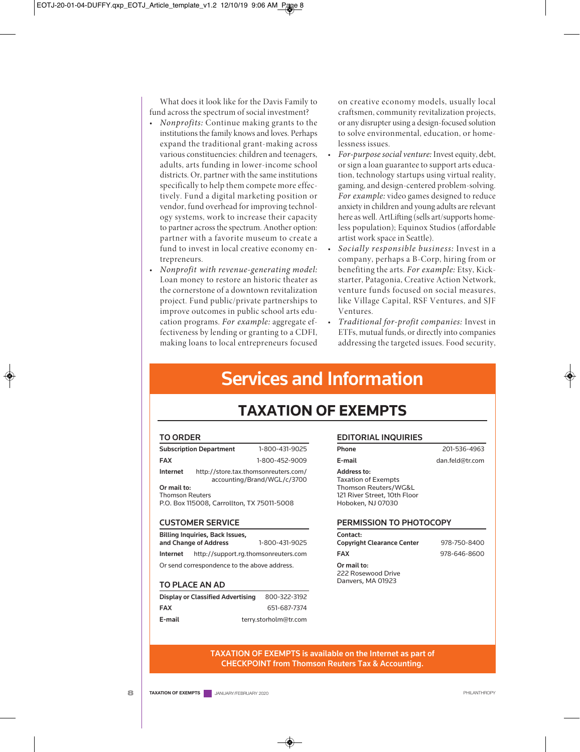What does it look like for the Davis Family to fund across the spectrum of social investment?

- *Nonprofits:* Continue making grants to the institutions the family knows and loves. Perhaps expand the traditional grant-making across various constituencies: children and teenagers, adults, arts funding in lower-income school districts. Or, partner with the same institutions specifically to help them compete more effectively. Fund a digital marketing position or vendor, fund overhead for improving technology systems, work to increase their capacity to partner across the spectrum. Another option: partner with a favorite museum to create a fund to invest in local creative economy entrepreneurs.
- *Nonprofit with revenue-generating model:* Loan money to restore an historic theater as the cornerstone of a downtown revitalization project. Fund public/private partnerships to improve outcomes in public school arts education programs. *For example:* aggregate effectiveness by lending or granting to a CDFI, making loans to local entrepreneurs focused on creative economy models, usually local craftsmen, community revitalization projects, or any disrupter using a design-focused solution to solve environmental, education, or homelessness issues.
- *For-purpose social venture:* Invest equity, debt, or sign a loan guarantee to support arts education, technology startups using virtual reality, gaming, and design-centered problem-solving. *For example:* video games designed to reduce anxiety in children and young adults are relevant here as well. ArtLifting (sells art/supports homeless population); Equinox Studios (affordable artist work space in Seattle).
- *Socially responsible business:* Invest in a company, perhaps a B-Corp, hiring from or benefiting the arts. *For example:* Etsy, Kickstarter, Patagonia, Creative Action Network, venture funds focused on social measures, like Village Capital, RSF Ventures, and SJF Ventures.
- *Traditional for-profit companies:* Invest in ETFs, mutual funds, or directly into companies addressing the targeted issues. Food security,

# Services and Information

## TAXATION OF EXEMPTS

### TO ORDER

| | |
|---|---|
| **Subscription Department** | 1-800-431-9025 |
| **FAX** | 1-800-452-9009 |
| **Internet** | http://store.tax.thomsonreuters.com/accounting/Brand/WGL/c/3700 |

**Or mail to:**
Thomson Reuters
P.O. Box 115008, Carrollton, TX 75011-5008

### CUSTOMER SERVICE

| | |
|---|---|
| **Billing Inquiries, Back Issues, and Change of Address** | 1-800-431-9025 |
| **Internet** | http://support.rg.thomsonreuters.com |

Or send correspondence to the above address.

### TO PLACE AN AD

| | |
|---|---|
| **Display or Classified Advertising** | 800-322-3192 |
| **FAX** | 651-687-7374 |
| **E-mail** | terry.storholm@tr.com |

### EDITORIAL INQUIRIES

| | |
|---|---|
| **Phone** | 201-536-4963 |
| **E-mail** | dan.feld@tr.com |

**Address to:**
Taxation of Exempts
Thomson Reuters/WG&L
121 River Street, 10th Floor
Hoboken, NJ 07030

### PERMISSION TO PHOTOCOPY

| | |
|---|---|
| **Contact: Copyright Clearance Center** | 978-750-8400 |
| **FAX** | 978-646-8600 |

**Or mail to:**
222 Rosewood Drive
Danvers, MA 01923

**TAXATION OF EXEMPTS is available on the Internet as part of CHECKPOINT from Thomson Reuters Tax & Accounting.**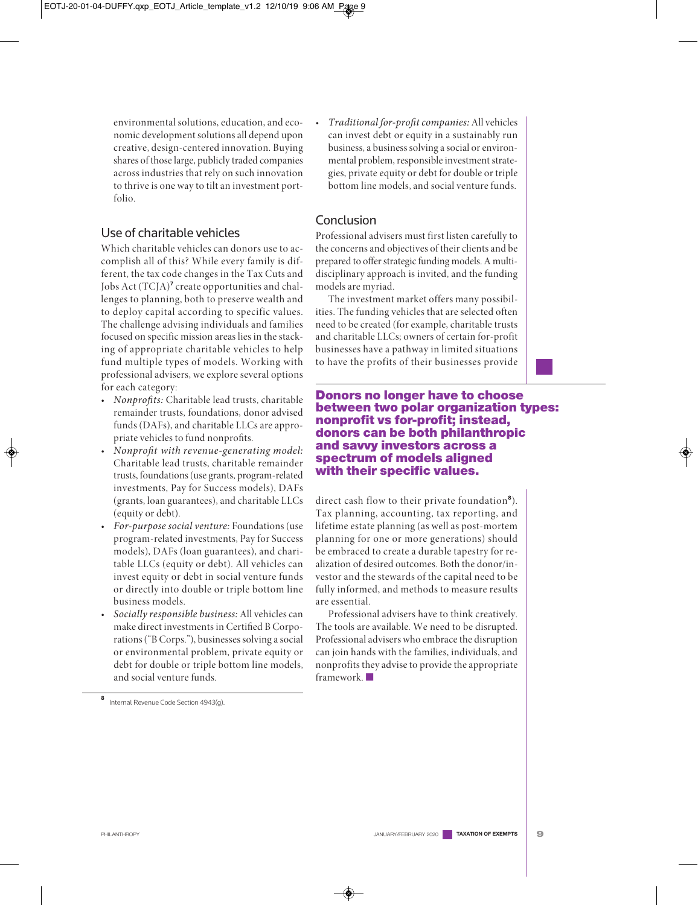environmental solutions, education, and economic development solutions all depend upon creative, design-centered innovation. Buying shares of those large, publicly traded companies across industries that rely on such innovation to thrive is one way to tilt an investment portfolio.

## Use of charitable vehicles

Which charitable vehicles can donors use to accomplish all of this? While every family is different, the tax code changes in the Tax Cuts and Jobs Act (TCJA)[7] create opportunities and challenges to planning, both to preserve wealth and to deploy capital according to specific values. The challenge advising individuals and families focused on specific mission areas lies in the stacking of appropriate charitable vehicles to help fund multiple types of models. Working with professional advisers, we explore several options for each category:

- *Nonprofits:* Charitable lead trusts, charitable remainder trusts, foundations, donor advised funds (DAFs), and charitable LLCs are appropriate vehicles to fund nonprofits.
- *Nonprofit with revenue-generating model:* Charitable lead trusts, charitable remainder trusts, foundations (use grants, program-related investments, Pay for Success models), DAFs (grants, loan guarantees), and charitable LLCs (equity or debt).
- *For-purpose social venture:* Foundations (use program-related investments, Pay for Success models), DAFs (loan guarantees), and charitable LLCs (equity or debt). All vehicles can invest equity or debt in social venture funds or directly into double or triple bottom line business models.
- *Socially responsible business:* All vehicles can make direct investments in Certified B Corporations ("B Corps."), businesses solving a social or environmental problem, private equity or debt for double or triple bottom line models, and social venture funds.
- *Traditional for-profit companies:* All vehicles can invest debt or equity in a sustainably run business, a business solving a social or environmental problem, responsible investment strategies, private equity or debt for double or triple bottom line models, and social venture funds.

## Conclusion

Professional advisers must first listen carefully to the concerns and objectives of their clients and be prepared to offer strategic funding models. A multidisciplinary approach is invited, and the funding models are myriad.

The investment market offers many possibilities. The funding vehicles that are selected often need to be created (for example, charitable trusts and charitable LLCs; owners of certain for-profit businesses have a pathway in limited situations to have the profits of their businesses provide direct cash flow to their private foundation[8]). Tax planning, accounting, tax reporting, and lifetime estate planning (as well as post-mortem planning for one or more generations) should be embraced to create a durable tapestry for realization of desired outcomes. Both the donor/investor and the stewards of the capital need to be fully informed, and methods to measure results are essential.

Professional advisers have to think creatively. The tools are available. We need to be disrupted. Professional advisers who embrace the disruption can join hands with the families, individuals, and nonprofits they advise to provide the appropriate framework. ■

**Donors no longer have to choose between two polar organization types: nonprofit vs for-profit; instead, donors can be both philanthropic and savvy investors across a spectrum of models aligned with their specific values.**

---

[8] Internal Revenue Code Section 4943(g).